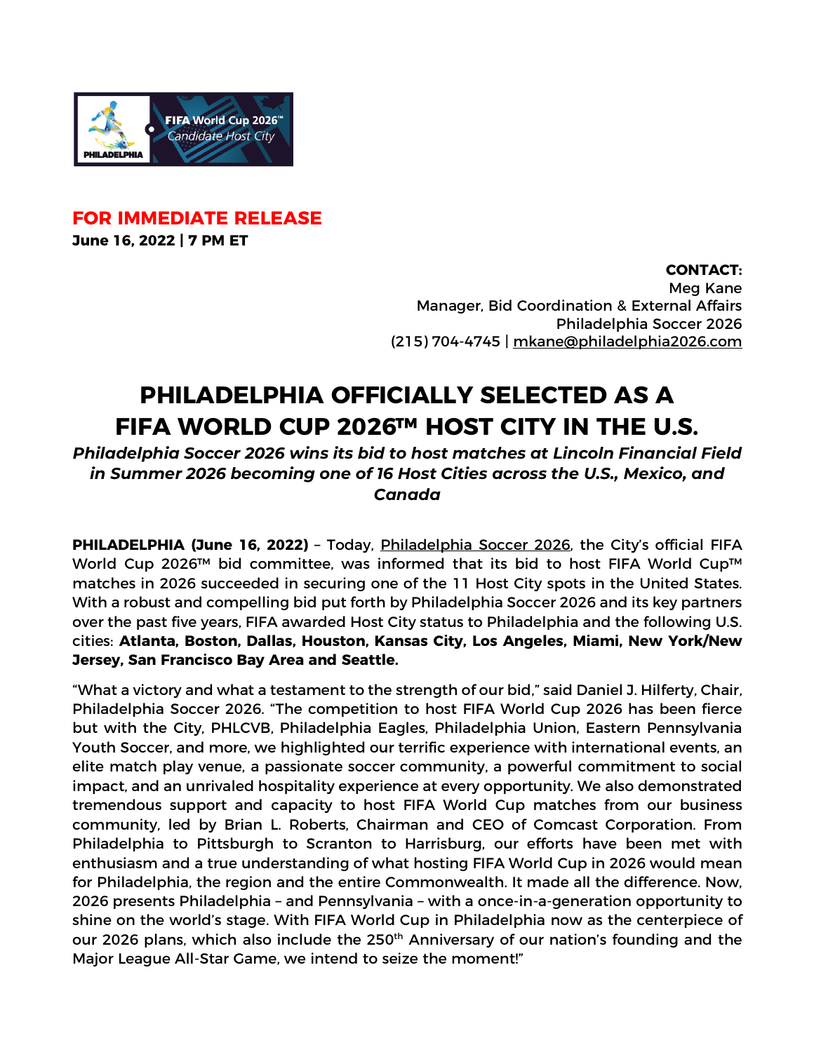FIFA World Cup 2026™ Candidate Host City

PHILADELPHIA

**FOR IMMEDIATE RELEASE**
**June 16, 2022 | 7 PM ET**

**CONTACT:**
Meg Kane
Manager, Bid Coordination & External Affairs
Philadelphia Soccer 2026
(215) 704-4745 | mkane@philadelphia2026.com

# PHILADELPHIA OFFICIALLY SELECTED AS A FIFA WORLD CUP 2026™ HOST CITY IN THE U.S.

***Philadelphia Soccer 2026 wins its bid to host matches at Lincoln Financial Field in Summer 2026 becoming one of 16 Host Cities across the U.S., Mexico, and Canada***

**PHILADELPHIA (June 16, 2022)** – Today, Philadelphia Soccer 2026, the City's official FIFA World Cup 2026™ bid committee, was informed that its bid to host FIFA World Cup™ matches in 2026 succeeded in securing one of the 11 Host City spots in the United States. With a robust and compelling bid put forth by Philadelphia Soccer 2026 and its key partners over the past five years, FIFA awarded Host City status to Philadelphia and the following U.S. cities: **Atlanta, Boston, Dallas, Houston, Kansas City, Los Angeles, Miami, New York/New Jersey, San Francisco Bay Area and Seattle.**

"What a victory and what a testament to the strength of our bid," said Daniel J. Hilferty, Chair, Philadelphia Soccer 2026. "The competition to host FIFA World Cup 2026 has been fierce but with the City, PHLCVB, Philadelphia Eagles, Philadelphia Union, Eastern Pennsylvania Youth Soccer, and more, we highlighted our terrific experience with international events, an elite match play venue, a passionate soccer community, a powerful commitment to social impact, and an unrivaled hospitality experience at every opportunity. We also demonstrated tremendous support and capacity to host FIFA World Cup matches from our business community, led by Brian L. Roberts, Chairman and CEO of Comcast Corporation. From Philadelphia to Pittsburgh to Scranton to Harrisburg, our efforts have been met with enthusiasm and a true understanding of what hosting FIFA World Cup in 2026 would mean for Philadelphia, the region and the entire Commonwealth. It made all the difference. Now, 2026 presents Philadelphia – and Pennsylvania – with a once-in-a-generation opportunity to shine on the world's stage. With FIFA World Cup in Philadelphia now as the centerpiece of our 2026 plans, which also include the 250th Anniversary of our nation's founding and the Major League All-Star Game, we intend to seize the moment!"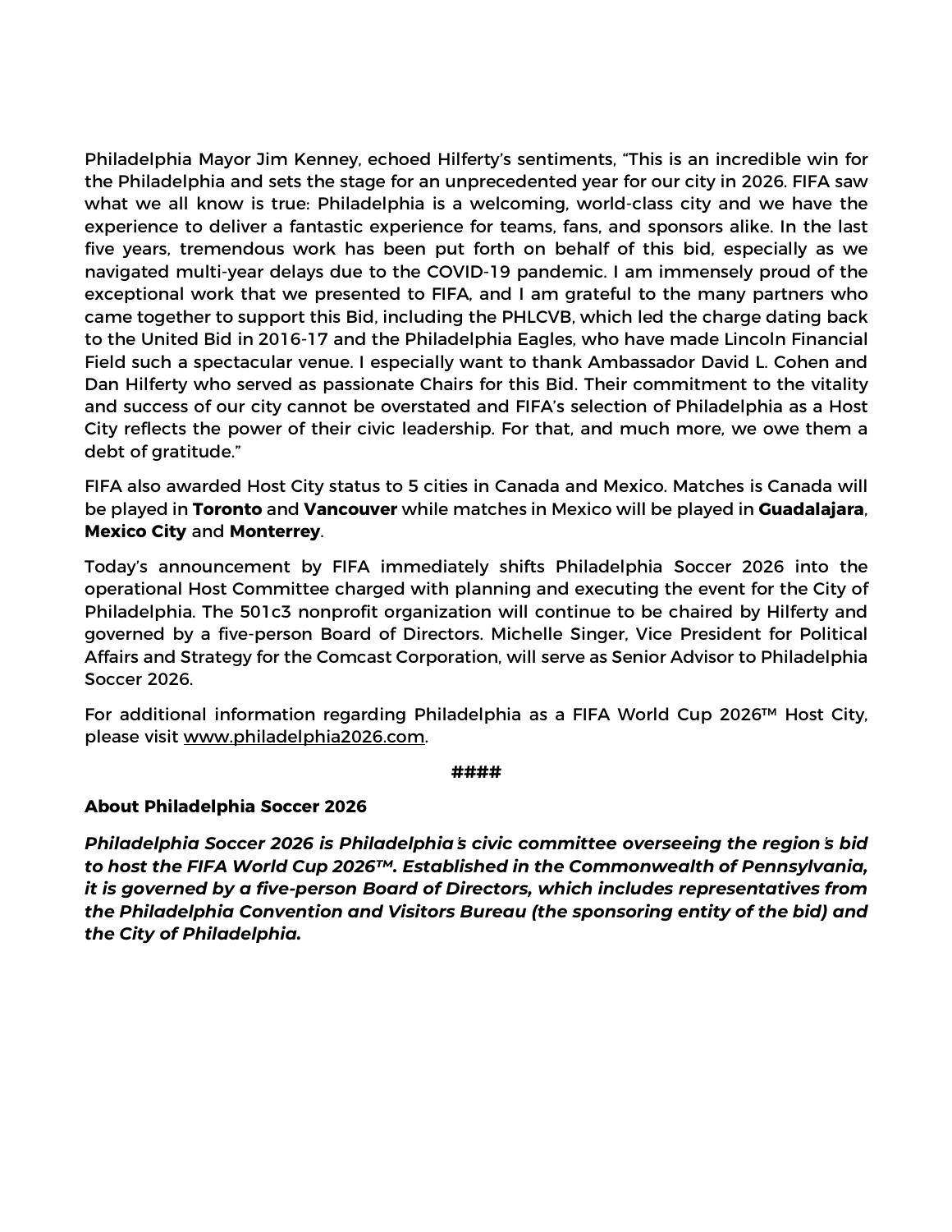Philadelphia Mayor Jim Kenney, echoed Hilferty's sentiments, "This is an incredible win for the Philadelphia and sets the stage for an unprecedented year for our city in 2026. FIFA saw what we all know is true: Philadelphia is a welcoming, world-class city and we have the experience to deliver a fantastic experience for teams, fans, and sponsors alike. In the last five years, tremendous work has been put forth on behalf of this bid, especially as we navigated multi-year delays due to the COVID-19 pandemic. I am immensely proud of the exceptional work that we presented to FIFA, and I am grateful to the many partners who came together to support this Bid, including the PHLCVB, which led the charge dating back to the United Bid in 2016-17 and the Philadelphia Eagles, who have made Lincoln Financial Field such a spectacular venue. I especially want to thank Ambassador David L. Cohen and Dan Hilferty who served as passionate Chairs for this Bid. Their commitment to the vitality and success of our city cannot be overstated and FIFA's selection of Philadelphia as a Host City reflects the power of their civic leadership. For that, and much more, we owe them a debt of gratitude."

FIFA also awarded Host City status to 5 cities in Canada and Mexico. Matches is Canada will be played in **Toronto** and **Vancouver** while matches in Mexico will be played in **Guadalajara**, **Mexico City** and **Monterrey**.

Today's announcement by FIFA immediately shifts Philadelphia Soccer 2026 into the operational Host Committee charged with planning and executing the event for the City of Philadelphia. The 501c3 nonprofit organization will continue to be chaired by Hilferty and governed by a five-person Board of Directors. Michelle Singer, Vice President for Political Affairs and Strategy for the Comcast Corporation, will serve as Senior Advisor to Philadelphia Soccer 2026.

For additional information regarding Philadelphia as a FIFA World Cup 2026™ Host City, please visit www.philadelphia2026.com.

####

**About Philadelphia Soccer 2026**

***Philadelphia Soccer 2026 is Philadelphia's civic committee overseeing the region's bid to host the FIFA World Cup 2026™. Established in the Commonwealth of Pennsylvania, it is governed by a five-person Board of Directors, which includes representatives from the Philadelphia Convention and Visitors Bureau (the sponsoring entity of the bid) and the City of Philadelphia.***